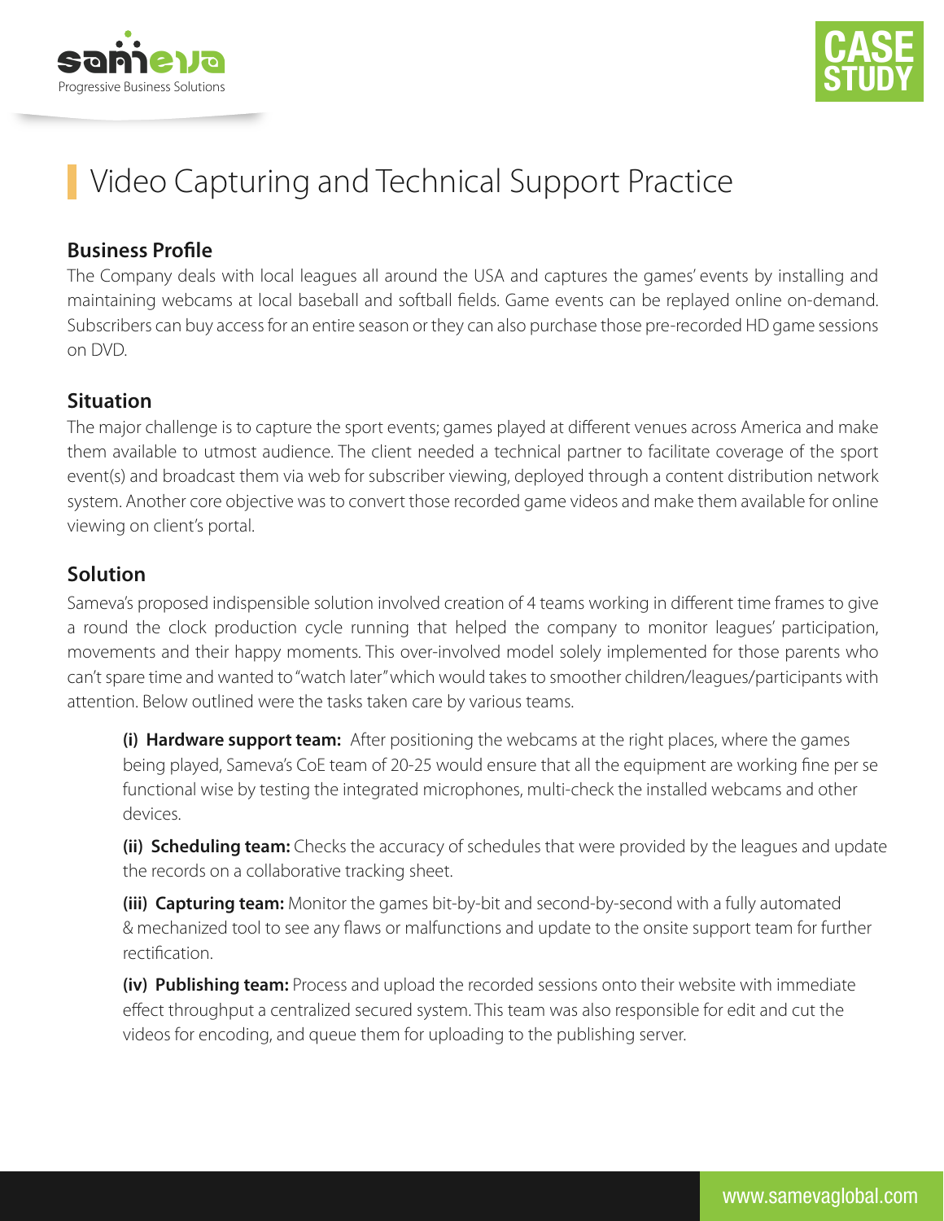# Video Capturing and Technical Support Practice

## Business Profile

The Company deals with local leagues all around the USA and captures the games' events by installing and maintaining webcams at local baseball and softball fields. Game events can be replayed online on-demand. Subscribers can buy access for an entire season or they can also purchase those pre-recorded HD game sessions on DVD.

## Situation

The major challenge is to capture the sport events; games played at different venues across America and make them available to utmost audience. The client needed a technical partner to facilitate coverage of the sport event(s) and broadcast them via web for subscriber viewing, deployed through a content distribution network system. Another core objective was to convert those recorded game videos and make them available for online viewing on client's portal.

## Solution

Sameva's proposed indispensible solution involved creation of 4 teams working in different time frames to give a round the clock production cycle running that helped the company to monitor leagues' participation, movements and their happy moments. This over-involved model solely implemented for those parents who can't spare time and wanted to "watch later" which would takes to smoother children/leagues/participants with attention. Below outlined were the tasks taken care by various teams.

**(i) Hardware support team:** After positioning the webcams at the right places, where the games being played, Sameva's CoE team of 20-25 would ensure that all the equipment are working fine per se functional wise by testing the integrated microphones, multi-check the installed webcams and other devices.

**(ii) Scheduling team:** Checks the accuracy of schedules that were provided by the leagues and update the records on a collaborative tracking sheet.

**(iii) Capturing team:** Monitor the games bit-by-bit and second-by-second with a fully automated & mechanized tool to see any flaws or malfunctions and update to the onsite support team for further rectification.

**(iv) Publishing team:** Process and upload the recorded sessions onto their website with immediate effect throughput a centralized secured system. This team was also responsible for edit and cut the videos for encoding, and queue them for uploading to the publishing server.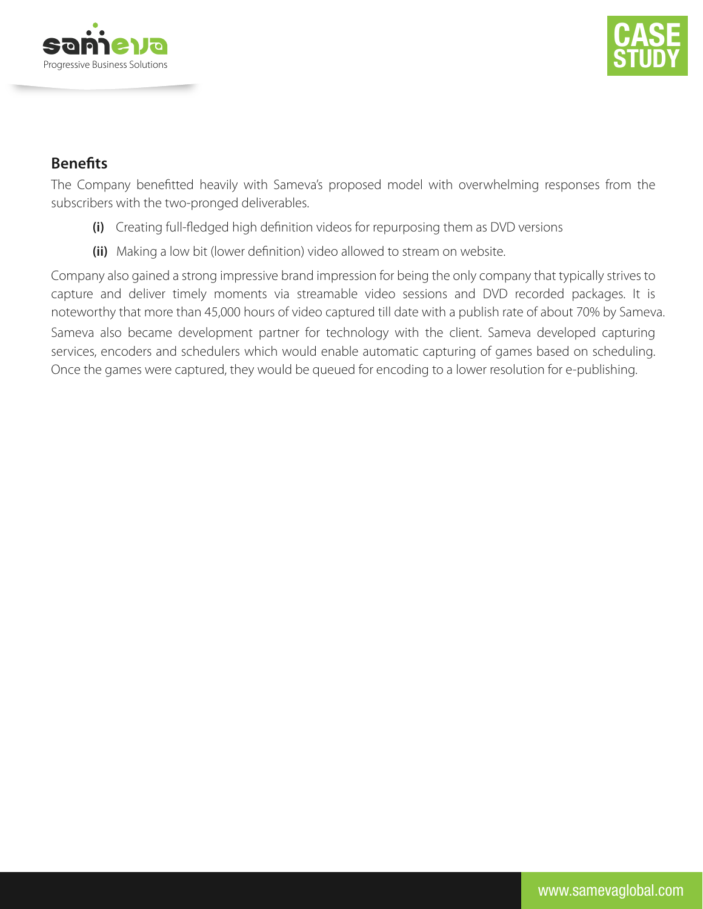## Benefits

The Company benefitted heavily with Sameva's proposed model with overwhelming responses from the subscribers with the two-pronged deliverables.

- **(i)** Creating full-fledged high definition videos for repurposing them as DVD versions
- **(ii)** Making a low bit (lower definition) video allowed to stream on website.

Company also gained a strong impressive brand impression for being the only company that typically strives to capture and deliver timely moments via streamable video sessions and DVD recorded packages. It is noteworthy that more than 45,000 hours of video captured till date with a publish rate of about 70% by Sameva.

Sameva also became development partner for technology with the client. Sameva developed capturing services, encoders and schedulers which would enable automatic capturing of games based on scheduling. Once the games were captured, they would be queued for encoding to a lower resolution for e-publishing.